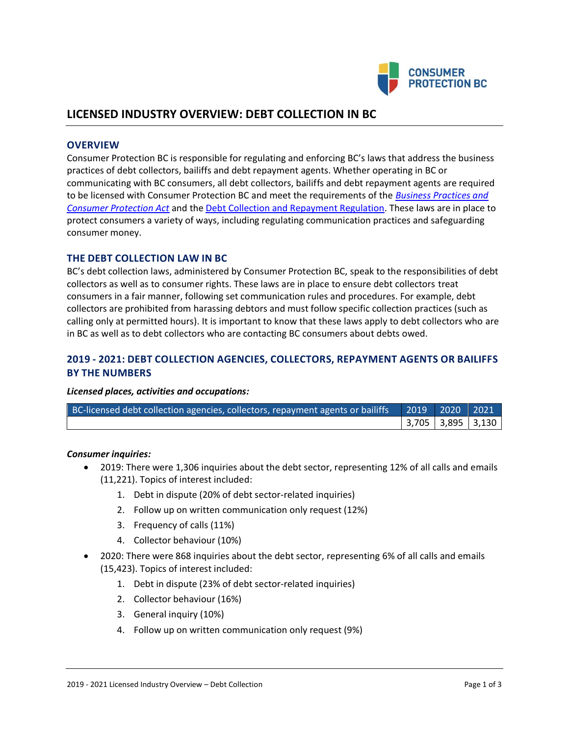# LICENSED INDUSTRY OVERVIEW: DEBT COLLECTION IN BC

## OVERVIEW

Consumer Protection BC is responsible for regulating and enforcing BC's laws that address the business practices of debt collectors, bailiffs and debt repayment agents. Whether operating in BC or communicating with BC consumers, all debt collectors, bailiffs and debt repayment agents are required to be licensed with Consumer Protection BC and meet the requirements of the *Business Practices and Consumer Protection Act* and the Debt Collection and Repayment Regulation. These laws are in place to protect consumers a variety of ways, including regulating communication practices and safeguarding consumer money.

## THE DEBT COLLECTION LAW IN BC

BC's debt collection laws, administered by Consumer Protection BC, speak to the responsibilities of debt collectors as well as to consumer rights. These laws are in place to ensure debt collectors treat consumers in a fair manner, following set communication rules and procedures. For example, debt collectors are prohibited from harassing debtors and must follow specific collection practices (such as calling only at permitted hours). It is important to know that these laws apply to debt collectors who are in BC as well as to debt collectors who are contacting BC consumers about debts owed.

## 2019 - 2021: DEBT COLLECTION AGENCIES, COLLECTORS, REPAYMENT AGENTS OR BAILIFFS BY THE NUMBERS

***Licensed places, activities and occupations:***

| BC-licensed debt collection agencies, collectors, repayment agents or bailiffs | 2019 | 2020 | 2021 |
|---|---|---|---|
| | 3,705 | 3,895 | 3,130 |

***Consumer inquiries:***

- 2019: There were 1,306 inquiries about the debt sector, representing 12% of all calls and emails (11,221). Topics of interest included:
  1. Debt in dispute (20% of debt sector-related inquiries)
  2. Follow up on written communication only request (12%)
  3. Frequency of calls (11%)
  4. Collector behaviour (10%)
- 2020: There were 868 inquiries about the debt sector, representing 6% of all calls and emails (15,423). Topics of interest included:
  1. Debt in dispute (23% of debt sector-related inquiries)
  2. Collector behaviour (16%)
  3. General inquiry (10%)
  4. Follow up on written communication only request (9%)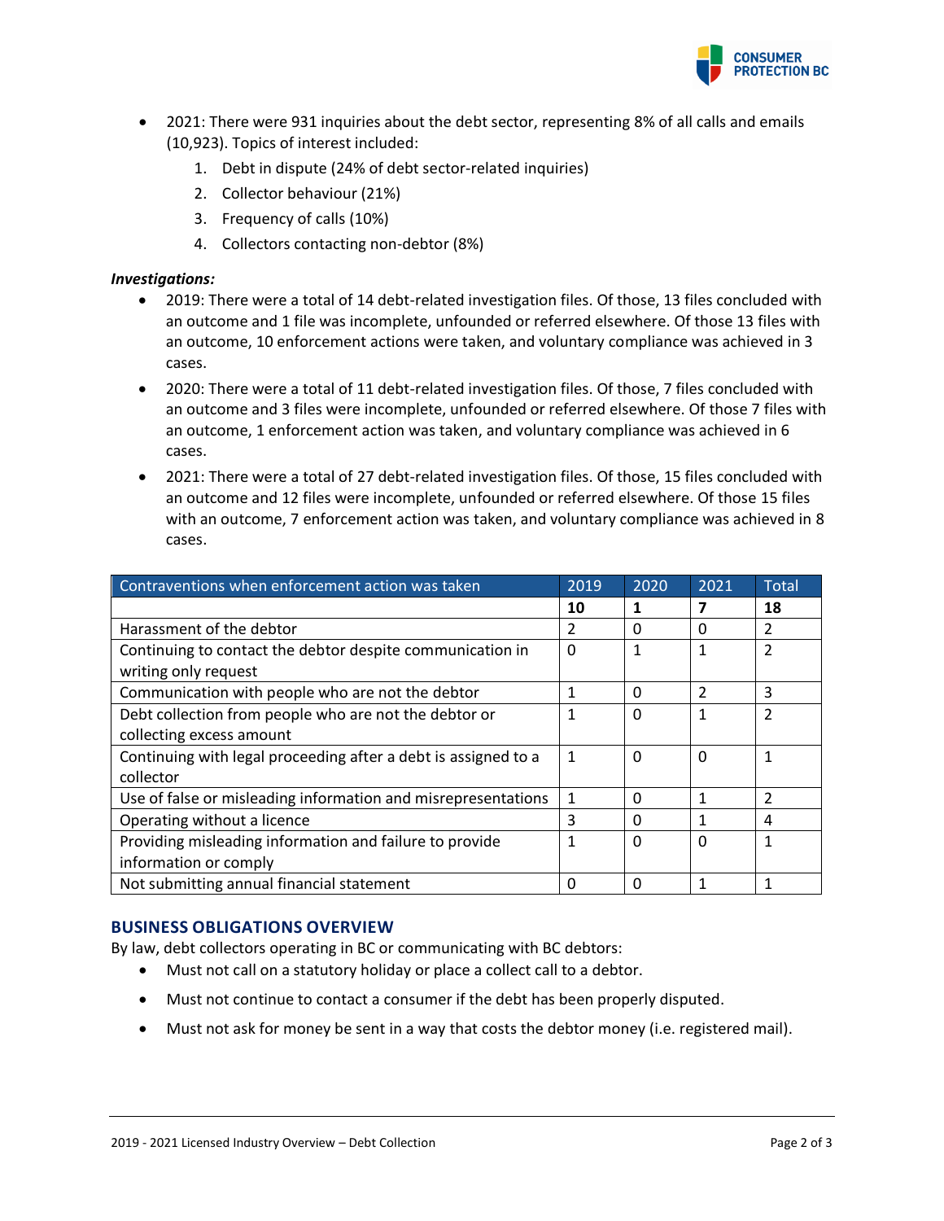- 2021: There were 931 inquiries about the debt sector, representing 8% of all calls and emails (10,923). Topics of interest included:
    1. Debt in dispute (24% of debt sector-related inquiries)
    2. Collector behaviour (21%)
    3. Frequency of calls (10%)
    4. Collectors contacting non-debtor (8%)

***Investigations:***

- 2019: There were a total of 14 debt-related investigation files. Of those, 13 files concluded with an outcome and 1 file was incomplete, unfounded or referred elsewhere. Of those 13 files with an outcome, 10 enforcement actions were taken, and voluntary compliance was achieved in 3 cases.
- 2020: There were a total of 11 debt-related investigation files. Of those, 7 files concluded with an outcome and 3 files were incomplete, unfounded or referred elsewhere. Of those 7 files with an outcome, 1 enforcement action was taken, and voluntary compliance was achieved in 6 cases.
- 2021: There were a total of 27 debt-related investigation files. Of those, 15 files concluded with an outcome and 12 files were incomplete, unfounded or referred elsewhere. Of those 15 files with an outcome, 7 enforcement action was taken, and voluntary compliance was achieved in 8 cases.

| Contraventions when enforcement action was taken | 2019 | 2020 | 2021 | Total |
|---|---|---|---|---|
| | **10** | **1** | **7** | **18** |
| Harassment of the debtor | 2 | 0 | 0 | 2 |
| Continuing to contact the debtor despite communication in writing only request | 0 | 1 | 1 | 2 |
| Communication with people who are not the debtor | 1 | 0 | 2 | 3 |
| Debt collection from people who are not the debtor or collecting excess amount | 1 | 0 | 1 | 2 |
| Continuing with legal proceeding after a debt is assigned to a collector | 1 | 0 | 0 | 1 |
| Use of false or misleading information and misrepresentations | 1 | 0 | 1 | 2 |
| Operating without a licence | 3 | 0 | 1 | 4 |
| Providing misleading information and failure to provide information or comply | 1 | 0 | 0 | 1 |
| Not submitting annual financial statement | 0 | 0 | 1 | 1 |

## BUSINESS OBLIGATIONS OVERVIEW

By law, debt collectors operating in BC or communicating with BC debtors:

- Must not call on a statutory holiday or place a collect call to a debtor.
- Must not continue to contact a consumer if the debt has been properly disputed.
- Must not ask for money be sent in a way that costs the debtor money (i.e. registered mail).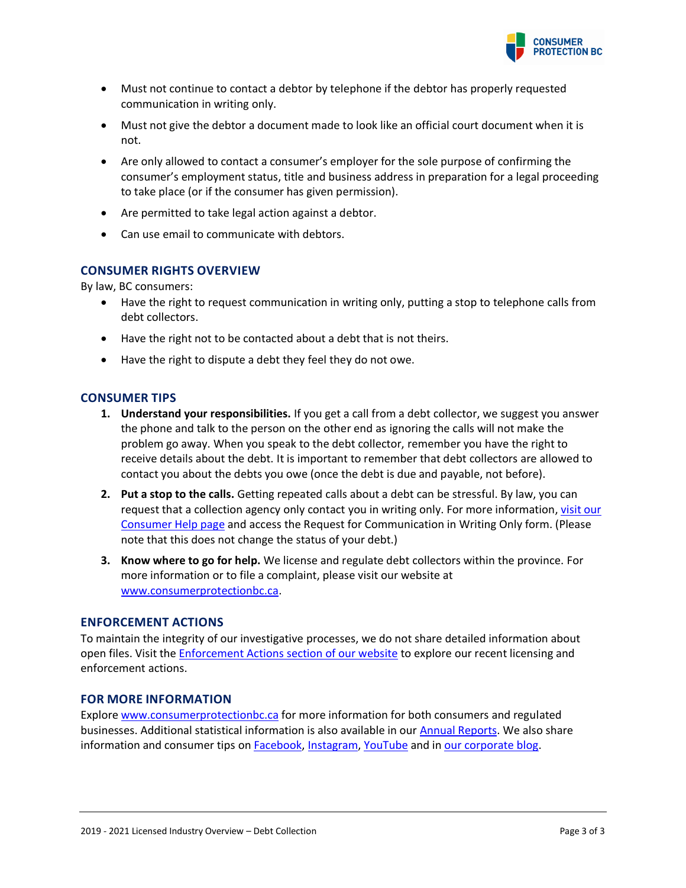- Must not continue to contact a debtor by telephone if the debtor has properly requested communication in writing only.
- Must not give the debtor a document made to look like an official court document when it is not.
- Are only allowed to contact a consumer's employer for the sole purpose of confirming the consumer's employment status, title and business address in preparation for a legal proceeding to take place (or if the consumer has given permission).
- Are permitted to take legal action against a debtor.
- Can use email to communicate with debtors.

## CONSUMER RIGHTS OVERVIEW

By law, BC consumers:

- Have the right to request communication in writing only, putting a stop to telephone calls from debt collectors.
- Have the right not to be contacted about a debt that is not theirs.
- Have the right to dispute a debt they feel they do not owe.

## CONSUMER TIPS

1. **Understand your responsibilities.** If you get a call from a debt collector, we suggest you answer the phone and talk to the person on the other end as ignoring the calls will not make the problem go away. When you speak to the debt collector, remember you have the right to receive details about the debt. It is important to remember that debt collectors are allowed to contact you about the debts you owe (once the debt is due and payable, not before).
2. **Put a stop to the calls.** Getting repeated calls about a debt can be stressful. By law, you can request that a collection agency only contact you in writing only. For more information, visit our Consumer Help page and access the Request for Communication in Writing Only form. (Please note that this does not change the status of your debt.)
3. **Know where to go for help.** We license and regulate debt collectors within the province. For more information or to file a complaint, please visit our website at www.consumerprotectionbc.ca.

## ENFORCEMENT ACTIONS

To maintain the integrity of our investigative processes, we do not share detailed information about open files. Visit the Enforcement Actions section of our website to explore our recent licensing and enforcement actions.

## FOR MORE INFORMATION

Explore www.consumerprotectionbc.ca for more information for both consumers and regulated businesses. Additional statistical information is also available in our Annual Reports. We also share information and consumer tips on Facebook, Instagram, YouTube and in our corporate blog.